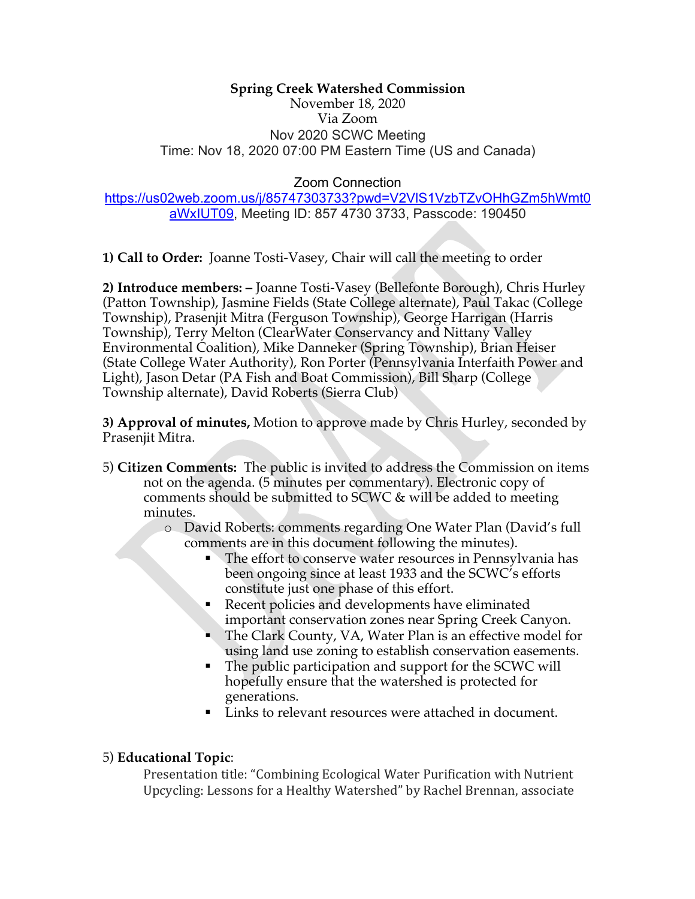**Spring Creek Watershed Commission**

November 18, 2020

Via Zoom

Nov 2020 SCWC Meeting

Time: Nov 18, 2020 07:00 PM Eastern Time (US and Canada)

Zoom Connection

https://us02web.zoom.us/j/85747303733?pwd=V2VlS1VzbTZvOHhGZm5hWmt0aWxIUT09, Meeting ID: 857 4730 3733, Passcode: 190450

**1) Call to Order:** Joanne Tosti-Vasey, Chair will call the meeting to order

**2) Introduce members: –** Joanne Tosti-Vasey (Bellefonte Borough), Chris Hurley (Patton Township), Jasmine Fields (State College alternate), Paul Takac (College Township), Prasenjit Mitra (Ferguson Township), George Harrigan (Harris Township), Terry Melton (ClearWater Conservancy and Nittany Valley Environmental Coalition), Mike Danneker (Spring Township), Brian Heiser (State College Water Authority), Ron Porter (Pennsylvania Interfaith Power and Light), Jason Detar (PA Fish and Boat Commission), Bill Sharp (College Township alternate), David Roberts (Sierra Club)

**3) Approval of minutes,** Motion to approve made by Chris Hurley, seconded by Prasenjit Mitra.

5) **Citizen Comments:** The public is invited to address the Commission on items not on the agenda. (5 minutes per commentary). Electronic copy of comments should be submitted to SCWC & will be added to meeting minutes.

- David Roberts: comments regarding One Water Plan (David's full comments are in this document following the minutes).
  - The effort to conserve water resources in Pennsylvania has been ongoing since at least 1933 and the SCWC's efforts constitute just one phase of this effort.
  - Recent policies and developments have eliminated important conservation zones near Spring Creek Canyon.
  - The Clark County, VA, Water Plan is an effective model for using land use zoning to establish conservation easements.
  - The public participation and support for the SCWC will hopefully ensure that the watershed is protected for generations.
  - Links to relevant resources were attached in document.

5) **Educational Topic**:

Presentation title: "Combining Ecological Water Purification with Nutrient Upcycling: Lessons for a Healthy Watershed" by Rachel Brennan, associate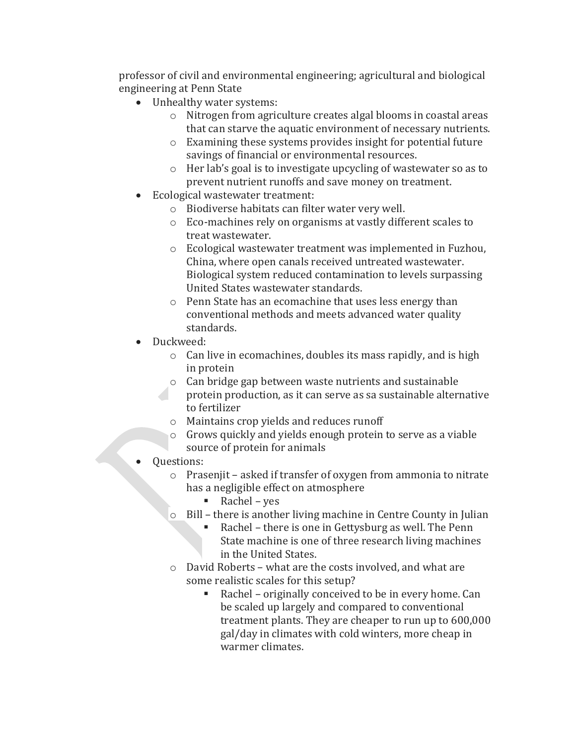professor of civil and environmental engineering; agricultural and biological engineering at Penn State

- Unhealthy water systems:
  - Nitrogen from agriculture creates algal blooms in coastal areas that can starve the aquatic environment of necessary nutrients.
  - Examining these systems provides insight for potential future savings of financial or environmental resources.
  - Her lab's goal is to investigate upcycling of wastewater so as to prevent nutrient runoffs and save money on treatment.
- Ecological wastewater treatment:
  - Biodiverse habitats can filter water very well.
  - Eco-machines rely on organisms at vastly different scales to treat wastewater.
  - Ecological wastewater treatment was implemented in Fuzhou, China, where open canals received untreated wastewater. Biological system reduced contamination to levels surpassing United States wastewater standards.
  - Penn State has an ecomachine that uses less energy than conventional methods and meets advanced water quality standards.
- Duckweed:
  - Can live in ecomachines, doubles its mass rapidly, and is high in protein
  - Can bridge gap between waste nutrients and sustainable protein production, as it can serve as sa sustainable alternative to fertilizer
  - Maintains crop yields and reduces runoff
  - Grows quickly and yields enough protein to serve as a viable source of protein for animals
- Questions:
  - Prasenjit – asked if transfer of oxygen from ammonia to nitrate has a negligible effect on atmosphere
    - Rachel – yes
  - Bill – there is another living machine in Centre County in Julian
    - Rachel – there is one in Gettysburg as well. The Penn State machine is one of three research living machines in the United States.
  - David Roberts – what are the costs involved, and what are some realistic scales for this setup?
    - Rachel – originally conceived to be in every home. Can be scaled up largely and compared to conventional treatment plants. They are cheaper to run up to 600,000 gal/day in climates with cold winters, more cheap in warmer climates.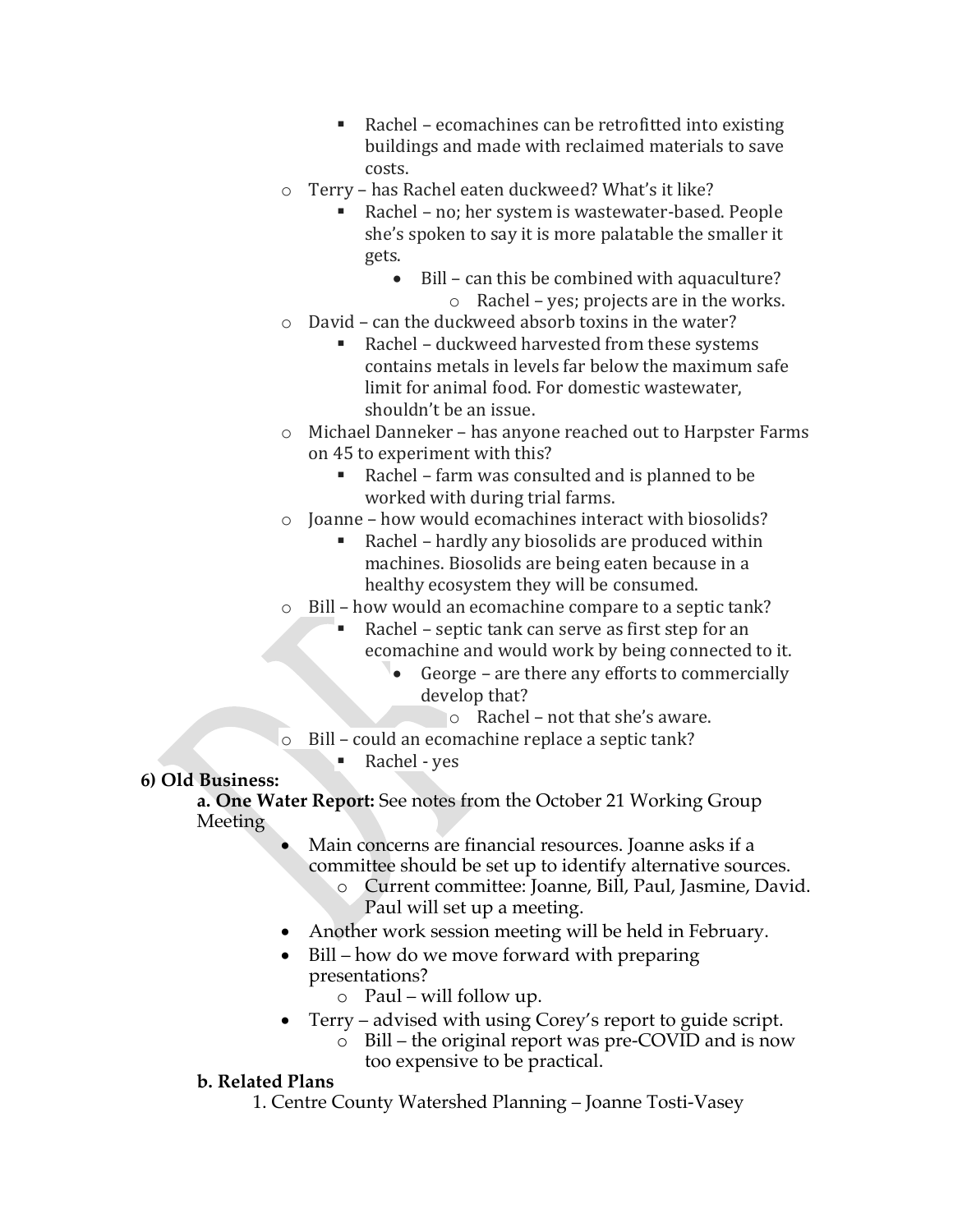- Rachel – ecomachines can be retrofitted into existing buildings and made with reclaimed materials to save costs.
    - Terry – has Rachel eaten duckweed? What's it like?
        - Rachel – no; her system is wastewater-based. People she's spoken to say it is more palatable the smaller it gets.
            - Bill – can this be combined with aquaculture?
                - Rachel – yes; projects are in the works.
    - David – can the duckweed absorb toxins in the water?
        - Rachel – duckweed harvested from these systems contains metals in levels far below the maximum safe limit for animal food. For domestic wastewater, shouldn't be an issue.
    - Michael Danneker – has anyone reached out to Harpster Farms on 45 to experiment with this?
        - Rachel – farm was consulted and is planned to be worked with during trial farms.
    - Joanne – how would ecomachines interact with biosolids?
        - Rachel – hardly any biosolids are produced within machines. Biosolids are being eaten because in a healthy ecosystem they will be consumed.
    - Bill – how would an ecomachine compare to a septic tank?
        - Rachel – septic tank can serve as first step for an ecomachine and would work by being connected to it.
            - George – are there any efforts to commercially develop that?
                - Rachel – not that she's aware.
    - Bill – could an ecomachine replace a septic tank?
        - Rachel - yes

**6) Old Business:**

**a. One Water Report:** See notes from the October 21 Working Group Meeting

- Main concerns are financial resources. Joanne asks if a committee should be set up to identify alternative sources.
    - Current committee: Joanne, Bill, Paul, Jasmine, David. Paul will set up a meeting.
- Another work session meeting will be held in February.
- Bill – how do we move forward with preparing presentations?
    - Paul – will follow up.
- Terry – advised with using Corey's report to guide script.
    - Bill – the original report was pre-COVID and is now too expensive to be practical.

**b. Related Plans**

1. Centre County Watershed Planning – Joanne Tosti-Vasey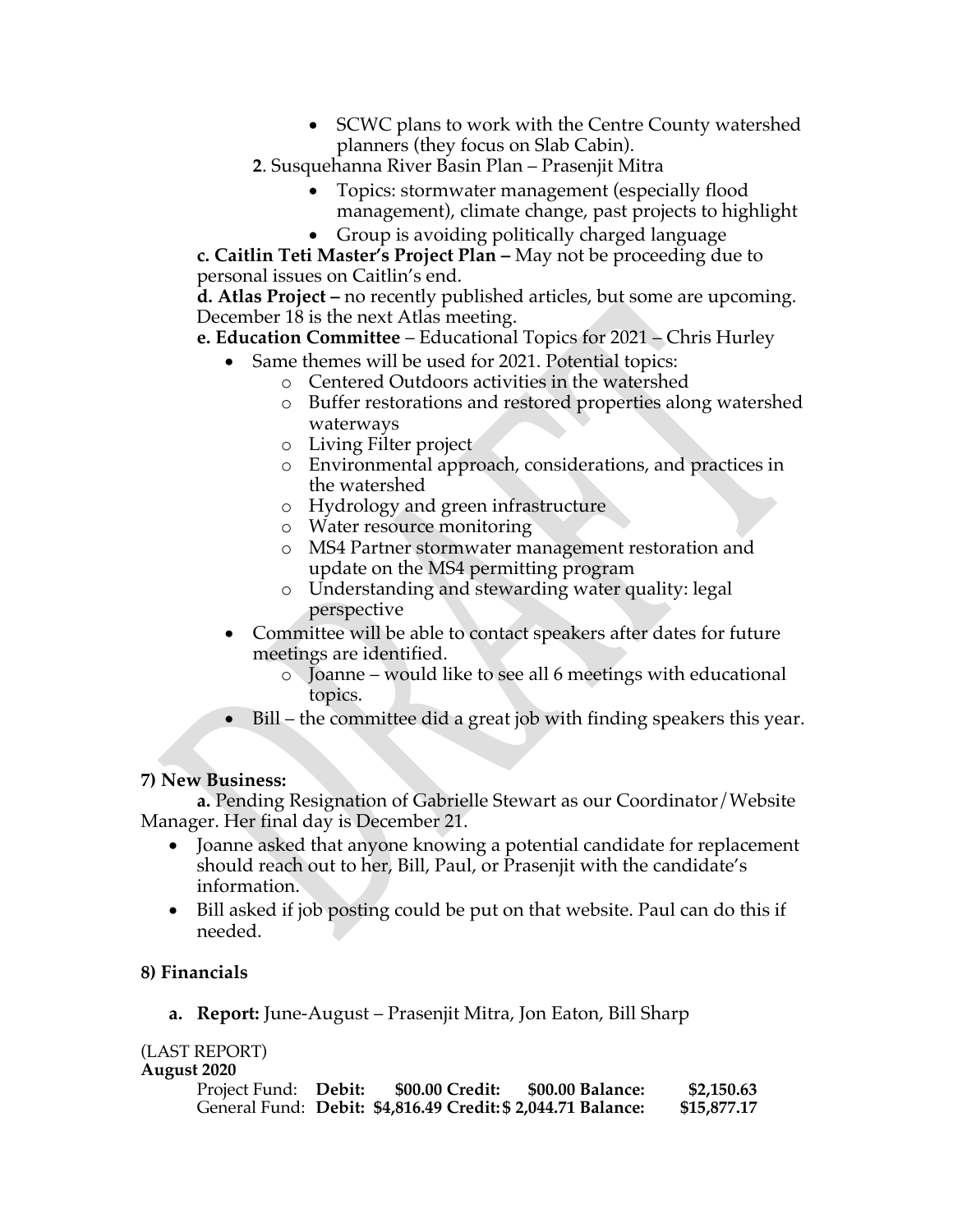- SCWC plans to work with the Centre County watershed planners (they focus on Slab Cabin).

**2**. Susquehanna River Basin Plan – Prasenjit Mitra

- Topics: stormwater management (especially flood management), climate change, past projects to highlight
- Group is avoiding politically charged language

**c. Caitlin Teti Master's Project Plan –** May not be proceeding due to personal issues on Caitlin's end.

**d. Atlas Project –** no recently published articles, but some are upcoming. December 18 is the next Atlas meeting.

**e. Education Committee** – Educational Topics for 2021 – Chris Hurley

- Same themes will be used for 2021. Potential topics:
  - Centered Outdoors activities in the watershed
  - Buffer restorations and restored properties along watershed waterways
  - Living Filter project
  - Environmental approach, considerations, and practices in the watershed
  - Hydrology and green infrastructure
  - Water resource monitoring
  - MS4 Partner stormwater management restoration and update on the MS4 permitting program
  - Understanding and stewarding water quality: legal perspective
- Committee will be able to contact speakers after dates for future meetings are identified.
  - Joanne – would like to see all 6 meetings with educational topics.
- Bill – the committee did a great job with finding speakers this year.

**7) New Business:**

**a.** Pending Resignation of Gabrielle Stewart as our Coordinator/Website Manager. Her final day is December 21.

- Joanne asked that anyone knowing a potential candidate for replacement should reach out to her, Bill, Paul, or Prasenjit with the candidate's information.
- Bill asked if job posting could be put on that website. Paul can do this if needed.

**8) Financials**

**a. Report:** June-August – Prasenjit Mitra, Jon Eaton, Bill Sharp

(LAST REPORT)

**August 2020**

| | | | | | | |
|---|---|---|---|---|---|---|
| Project Fund: | **Debit:** | **$00.00** | **Credit:** | **$00.00** | **Balance:** | **$2,150.63** |
| General Fund: | **Debit:** | **$4,816.49** | **Credit:** | **$ 2,044.71** | **Balance:** | **$15,877.17** |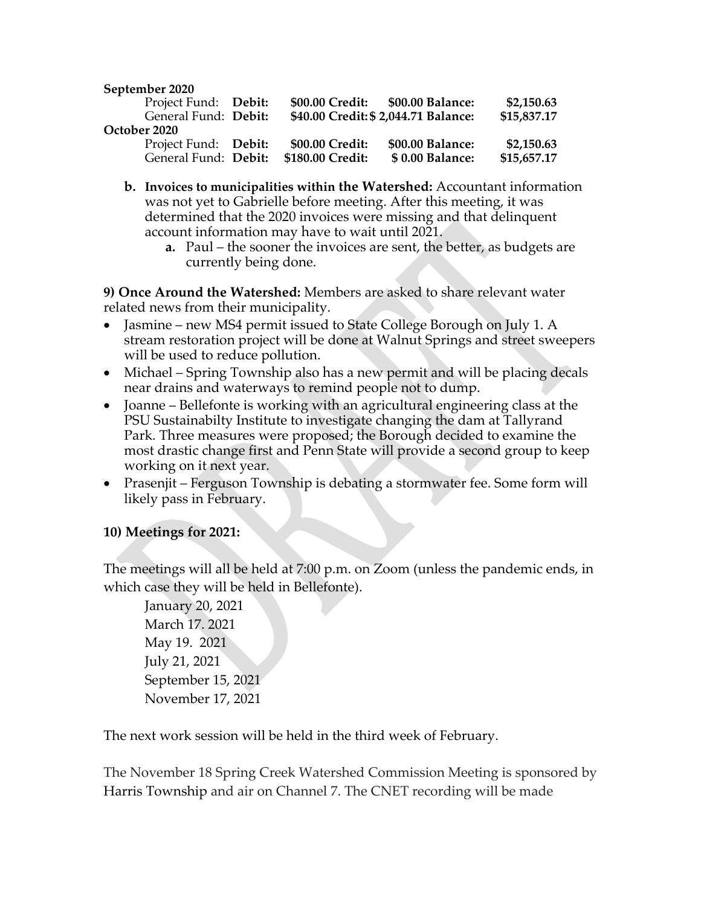**September 2020**

| | | | | | | |
|---|---|---|---|---|---|---|
| Project Fund: | **Debit:** | **$00.00** | **Credit:** | **$00.00** | **Balance:** | **$2,150.63** |
| General Fund: | **Debit:** | **$40.00** | **Credit:** | **$ 2,044.71** | **Balance:** | **$15,837.17** |

**October 2020**

| | | | | | | |
|---|---|---|---|---|---|---|
| Project Fund: | **Debit:** | **$00.00** | **Credit:** | **$00.00** | **Balance:** | **$2,150.63** |
| General Fund: | **Debit:** | **$180.00** | **Credit:** | **$ 0.00** | **Balance:** | **$15,657.17** |

- **b. Invoices to municipalities within the Watershed:** Accountant information was not yet to Gabrielle before meeting. After this meeting, it was determined that the 2020 invoices were missing and that delinquent account information may have to wait until 2021.
  - **a.** Paul – the sooner the invoices are sent, the better, as budgets are currently being done.

**9) Once Around the Watershed:** Members are asked to share relevant water related news from their municipality.

- Jasmine – new MS4 permit issued to State College Borough on July 1. A stream restoration project will be done at Walnut Springs and street sweepers will be used to reduce pollution.
- Michael – Spring Township also has a new permit and will be placing decals near drains and waterways to remind people not to dump.
- Joanne – Bellefonte is working with an agricultural engineering class at the PSU Sustainabilty Institute to investigate changing the dam at Tallyrand Park. Three measures were proposed; the Borough decided to examine the most drastic change first and Penn State will provide a second group to keep working on it next year.
- Prasenjit – Ferguson Township is debating a stormwater fee. Some form will likely pass in February.

**10) Meetings for 2021:**

The meetings will all be held at 7:00 p.m. on Zoom (unless the pandemic ends, in which case they will be held in Bellefonte).

January 20, 2021
March 17. 2021
May 19. 2021
July 21, 2021
September 15, 2021
November 17, 2021

The next work session will be held in the third week of February.

The November 18 Spring Creek Watershed Commission Meeting is sponsored by Harris Township and air on Channel 7. The CNET recording will be made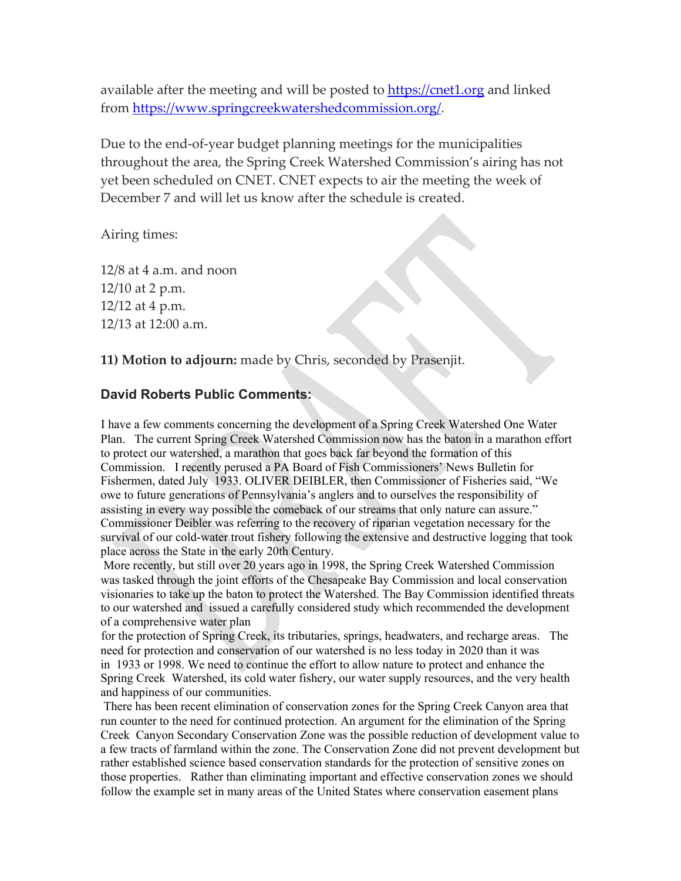available after the meeting and will be posted to https://cnet1.org and linked from https://www.springcreekwatershedcommission.org/.

Due to the end-of-year budget planning meetings for the municipalities throughout the area, the Spring Creek Watershed Commission's airing has not yet been scheduled on CNET. CNET expects to air the meeting the week of December 7 and will let us know after the schedule is created.

Airing times:

12/8 at 4 a.m. and noon
12/10 at 2 p.m.
12/12 at 4 p.m.
12/13 at 12:00 a.m.

**11) Motion to adjourn:** made by Chris, seconded by Prasenjit.

### David Roberts Public Comments:

I have a few comments concerning the development of a Spring Creek Watershed One Water Plan. The current Spring Creek Watershed Commission now has the baton in a marathon effort to protect our watershed, a marathon that goes back far beyond the formation of this Commission. I recently perused a PA Board of Fish Commissioners' News Bulletin for Fishermen, dated July 1933. OLIVER DEIBLER, then Commissioner of Fisheries said, "We owe to future generations of Pennsylvania's anglers and to ourselves the responsibility of assisting in every way possible the comeback of our streams that only nature can assure." Commissioner Deibler was referring to the recovery of riparian vegetation necessary for the survival of our cold-water trout fishery following the extensive and destructive logging that took place across the State in the early 20th Century.

More recently, but still over 20 years ago in 1998, the Spring Creek Watershed Commission was tasked through the joint efforts of the Chesapeake Bay Commission and local conservation visionaries to take up the baton to protect the Watershed. The Bay Commission identified threats to our watershed and issued a carefully considered study which recommended the development of a comprehensive water plan for the protection of Spring Creek, its tributaries, springs, headwaters, and recharge areas. The need for protection and conservation of our watershed is no less today in 2020 than it was in 1933 or 1998. We need to continue the effort to allow nature to protect and enhance the Spring Creek Watershed, its cold water fishery, our water supply resources, and the very health and happiness of our communities.

There has been recent elimination of conservation zones for the Spring Creek Canyon area that run counter to the need for continued protection. An argument for the elimination of the Spring Creek Canyon Secondary Conservation Zone was the possible reduction of development value to a few tracts of farmland within the zone. The Conservation Zone did not prevent development but rather established science based conservation standards for the protection of sensitive zones on those properties. Rather than eliminating important and effective conservation zones we should follow the example set in many areas of the United States where conservation easement plans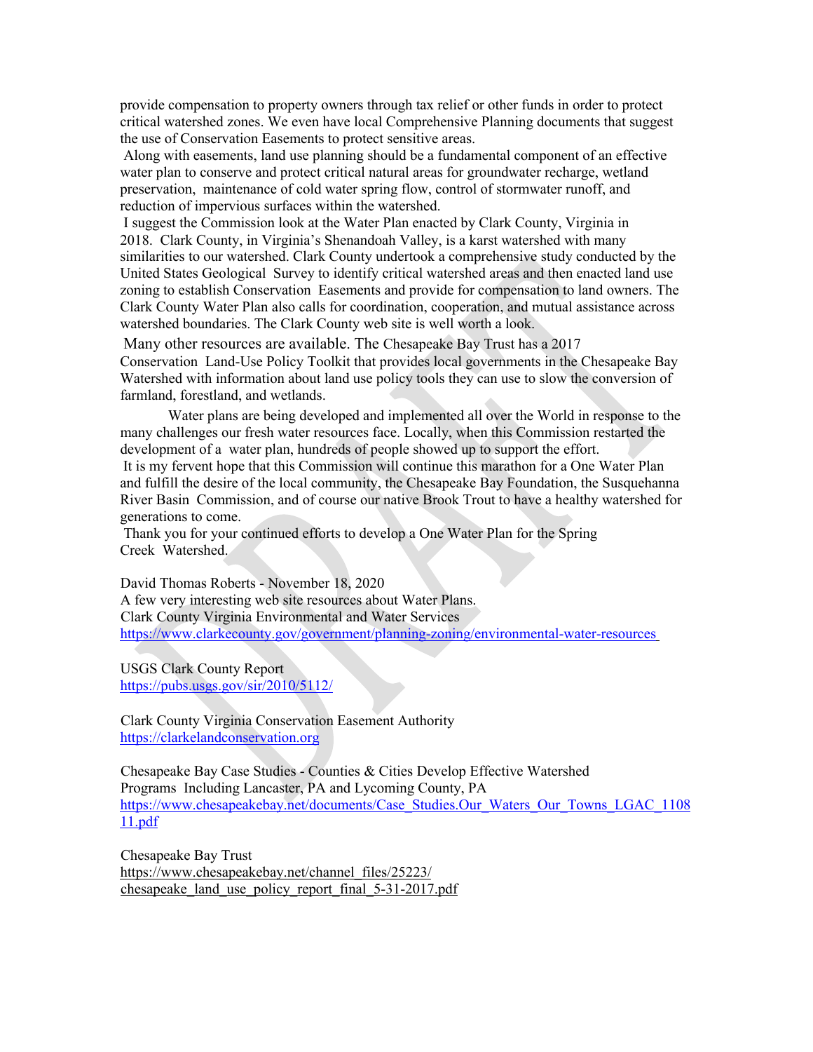provide compensation to property owners through tax relief or other funds in order to protect critical watershed zones. We even have local Comprehensive Planning documents that suggest the use of Conservation Easements to protect sensitive areas.

Along with easements, land use planning should be a fundamental component of an effective water plan to conserve and protect critical natural areas for groundwater recharge, wetland preservation, maintenance of cold water spring flow, control of stormwater runoff, and reduction of impervious surfaces within the watershed.

I suggest the Commission look at the Water Plan enacted by Clark County, Virginia in 2018. Clark County, in Virginia's Shenandoah Valley, is a karst watershed with many similarities to our watershed. Clark County undertook a comprehensive study conducted by the United States Geological Survey to identify critical watershed areas and then enacted land use zoning to establish Conservation Easements and provide for compensation to land owners. The Clark County Water Plan also calls for coordination, cooperation, and mutual assistance across watershed boundaries. The Clark County web site is well worth a look.

Many other resources are available. The Chesapeake Bay Trust has a 2017 Conservation Land-Use Policy Toolkit that provides local governments in the Chesapeake Bay Watershed with information about land use policy tools they can use to slow the conversion of farmland, forestland, and wetlands.

Water plans are being developed and implemented all over the World in response to the many challenges our fresh water resources face. Locally, when this Commission restarted the development of a water plan, hundreds of people showed up to support the effort.

It is my fervent hope that this Commission will continue this marathon for a One Water Plan and fulfill the desire of the local community, the Chesapeake Bay Foundation, the Susquehanna River Basin Commission, and of course our native Brook Trout to have a healthy watershed for generations to come.

Thank you for your continued efforts to develop a One Water Plan for the Spring Creek Watershed.

David Thomas Roberts - November 18, 2020
A few very interesting web site resources about Water Plans.
Clark County Virginia Environmental and Water Services
https://www.clarkecounty.gov/government/planning-zoning/environmental-water-resources

USGS Clark County Report
https://pubs.usgs.gov/sir/2010/5112/

Clark County Virginia Conservation Easement Authority
https://clarkelandconservation.org

Chesapeake Bay Case Studies - Counties & Cities Develop Effective Watershed Programs Including Lancaster, PA and Lycoming County, PA
https://www.chesapeakebay.net/documents/Case_Studies.Our_Waters_Our_Towns_LGAC_110811.pdf

Chesapeake Bay Trust
https://www.chesapeakebay.net/channel_files/25223/chesapeake_land_use_policy_report_final_5-31-2017.pdf